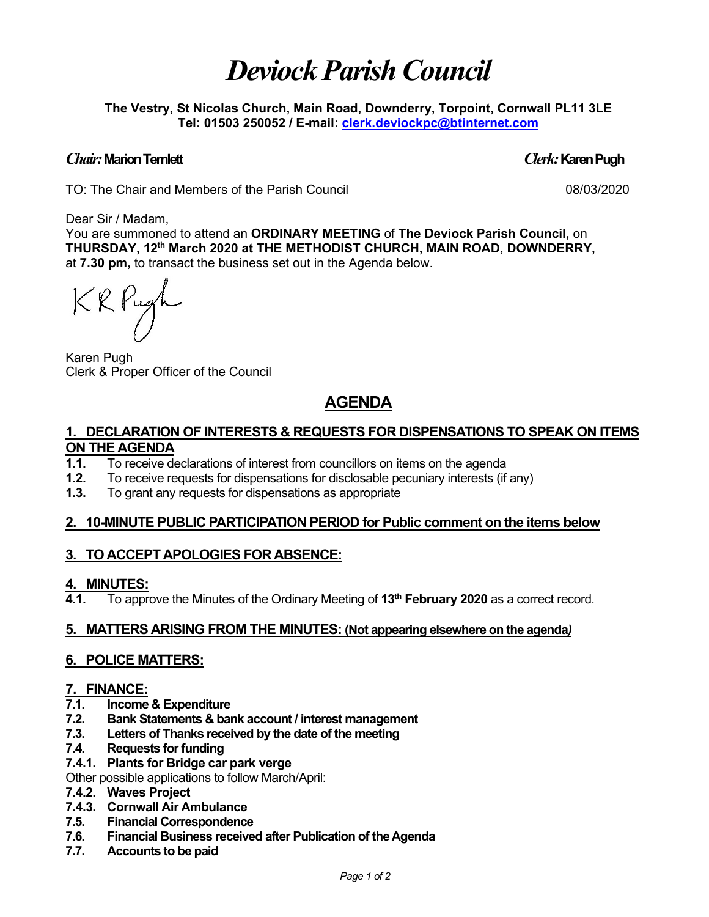# *Deviock Parish Council*

**The Vestry, St Nicolas Church, Main Road, Downderry, Torpoint, Cornwall PL11 3LE**
**Tel: 01503 250052 / E-mail: clerk.deviockpc@btinternet.com**

***Chair:* Marion Temlett** ***Clerk:* Karen Pugh**

TO: The Chair and Members of the Parish Council 08/03/2020

Dear Sir / Madam,
You are summoned to attend an **ORDINARY MEETING** of **The Deviock Parish Council,** on **THURSDAY, 12th March 2020 at THE METHODIST CHURCH, MAIN ROAD, DOWNDERRY,** at **7.30 pm,** to transact the business set out in the Agenda below.

KR Pugh

Karen Pugh
Clerk & Proper Officer of the Council

## AGENDA

### 1. DECLARATION OF INTERESTS & REQUESTS FOR DISPENSATIONS TO SPEAK ON ITEMS ON THE AGENDA

**1.1.** To receive declarations of interest from councillors on items on the agenda
**1.2.** To receive requests for dispensations for disclosable pecuniary interests (if any)
**1.3.** To grant any requests for dispensations as appropriate

### 2. 10-MINUTE PUBLIC PARTICIPATION PERIOD for Public comment on the items below

### 3. TO ACCEPT APOLOGIES FOR ABSENCE:

### 4. MINUTES:

**4.1.** To approve the Minutes of the Ordinary Meeting of **13th February 2020** as a correct record.

### 5. MATTERS ARISING FROM THE MINUTES: (Not appearing elsewhere on the agenda*)*

### 6. POLICE MATTERS:

### 7. FINANCE:

**7.1. Income & Expenditure**
**7.2. Bank Statements & bank account / interest management**
**7.3. Letters of Thanks received by the date of the meeting**
**7.4. Requests for funding**
**7.4.1. Plants for Bridge car park verge**
Other possible applications to follow March/April:
**7.4.2. Waves Project**
**7.4.3. Cornwall Air Ambulance**
**7.5. Financial Correspondence**
**7.6. Financial Business received after Publication of the Agenda**
**7.7. Accounts to be paid**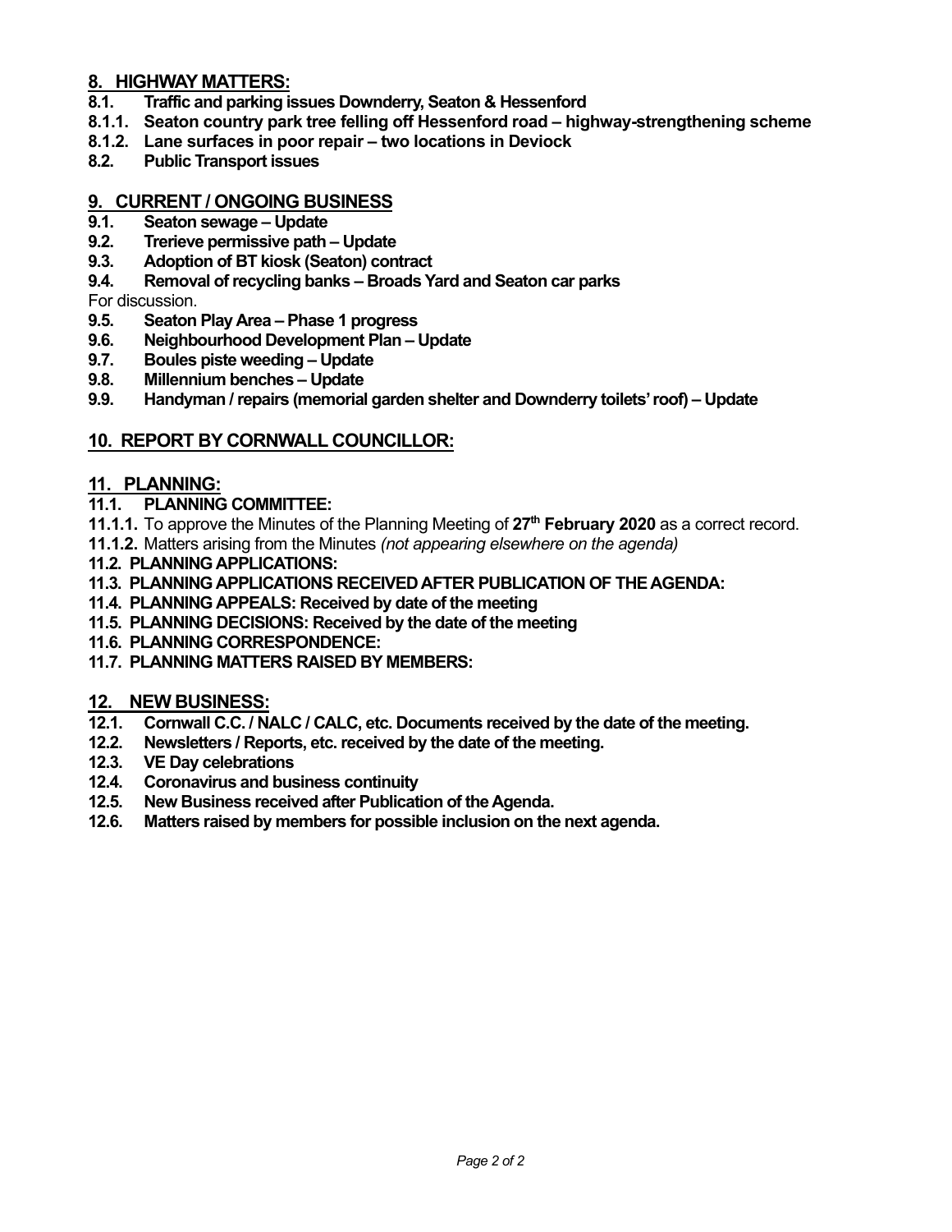## 8. HIGHWAY MATTERS:

**8.1. Traffic and parking issues Downderry, Seaton & Hessenford**
**8.1.1. Seaton country park tree felling off Hessenford road – highway-strengthening scheme**
**8.1.2. Lane surfaces in poor repair – two locations in Deviock**
**8.2. Public Transport issues**

## 9. CURRENT / ONGOING BUSINESS

**9.1. Seaton sewage – Update**
**9.2. Trerieve permissive path – Update**
**9.3. Adoption of BT kiosk (Seaton) contract**
**9.4. Removal of recycling banks – Broads Yard and Seaton car parks**
For discussion.
**9.5. Seaton Play Area – Phase 1 progress**
**9.6. Neighbourhood Development Plan – Update**
**9.7. Boules piste weeding – Update**
**9.8. Millennium benches – Update**
**9.9. Handyman / repairs (memorial garden shelter and Downderry toilets' roof) – Update**

## 10. REPORT BY CORNWALL COUNCILLOR:

## 11. PLANNING:

**11.1. PLANNING COMMITTEE:**
**11.1.1.** To approve the Minutes of the Planning Meeting of **27th February 2020** as a correct record.
**11.1.2.** Matters arising from the Minutes *(not appearing elsewhere on the agenda)*
**11.2. PLANNING APPLICATIONS:**
**11.3. PLANNING APPLICATIONS RECEIVED AFTER PUBLICATION OF THE AGENDA:**
**11.4. PLANNING APPEALS: Received by date of the meeting**
**11.5. PLANNING DECISIONS: Received by the date of the meeting**
**11.6. PLANNING CORRESPONDENCE:**
**11.7. PLANNING MATTERS RAISED BY MEMBERS:**

## 12. NEW BUSINESS:

**12.1. Cornwall C.C. / NALC / CALC, etc. Documents received by the date of the meeting.**
**12.2. Newsletters / Reports, etc. received by the date of the meeting.**
**12.3. VE Day celebrations**
**12.4. Coronavirus and business continuity**
**12.5. New Business received after Publication of the Agenda.**
**12.6. Matters raised by members for possible inclusion on the next agenda.**